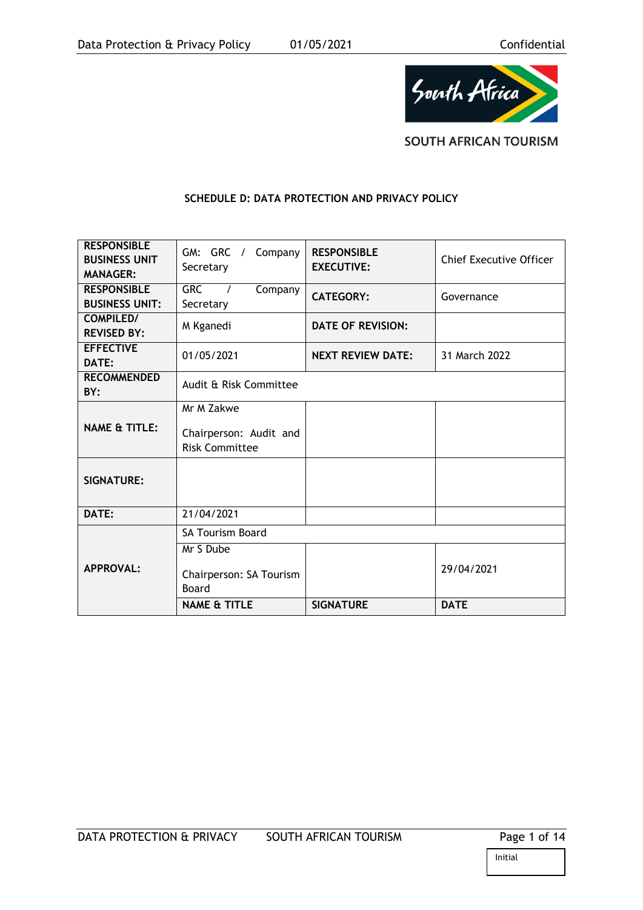SOUTH AFRICAN TOURISM

## SCHEDULE D: DATA PROTECTION AND PRIVACY POLICY

| **RESPONSIBLE BUSINESS UNIT MANAGER:** | GM: GRC / Company Secretary | **RESPONSIBLE EXECUTIVE:** | Chief Executive Officer |
|---|---|---|---|
| **RESPONSIBLE BUSINESS UNIT:** | GRC / Company Secretary | **CATEGORY:** | Governance |
| **COMPILED/ REVISED BY:** | M Kganedi | **DATE OF REVISION:** | |
| **EFFECTIVE DATE:** | 01/05/2021 | **NEXT REVIEW DATE:** | 31 March 2022 |
| **RECOMMENDED BY:** | Audit & Risk Committee | | |
| **NAME & TITLE:** | Mr M Zakwe<br><br>Chairperson: Audit and Risk Committee | | |
| **SIGNATURE:** | | | |
| **DATE:** | 21/04/2021 | | |
| **APPROVAL:** | SA Tourism Board | | |
| | Mr S Dube<br><br>Chairperson: SA Tourism Board | | 29/04/2021 |
| | **NAME & TITLE** | **SIGNATURE** | **DATE** |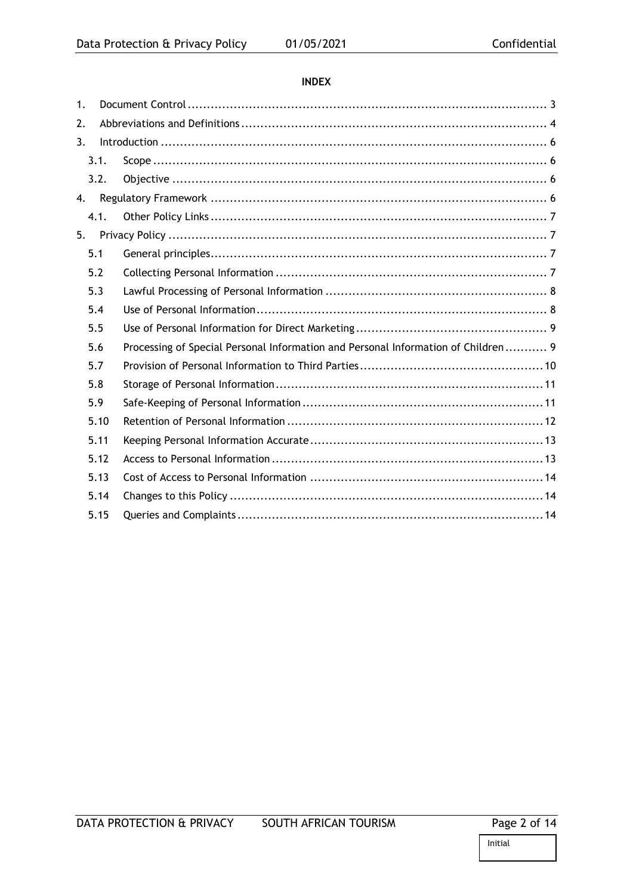**INDEX**

1. Document Control ............................................................................................. 3
2. Abbreviations and Definitions ................................................................................ 4
3. Introduction ..................................................................................................... 6
   - 3.1. Scope ....................................................................................................... 6
   - 3.2. Objective .................................................................................................. 6
4. Regulatory Framework ........................................................................................ 6
   - 4.1. Other Policy Links ........................................................................................ 7
5. Privacy Policy ................................................................................................... 7
   - 5.1 General principles........................................................................................ 7
   - 5.2 Collecting Personal Information ....................................................................... 7
   - 5.3 Lawful Processing of Personal Information .......................................................... 8
   - 5.4 Use of Personal Information............................................................................ 8
   - 5.5 Use of Personal Information for Direct Marketing .................................................. 9
   - 5.6 Processing of Special Personal Information and Personal Information of Children ........... 9
   - 5.7 Provision of Personal Information to Third Parties ................................................ 10
   - 5.8 Storage of Personal Information ...................................................................... 11
   - 5.9 Safe-Keeping of Personal Information ............................................................... 11
   - 5.10 Retention of Personal Information ................................................................... 12
   - 5.11 Keeping Personal Information Accurate ............................................................. 13
   - 5.12 Access to Personal Information ...................................................................... 13
   - 5.13 Cost of Access to Personal Information ............................................................ 14
   - 5.14 Changes to this Policy ................................................................................. 14
   - 5.15 Queries and Complaints ................................................................................ 14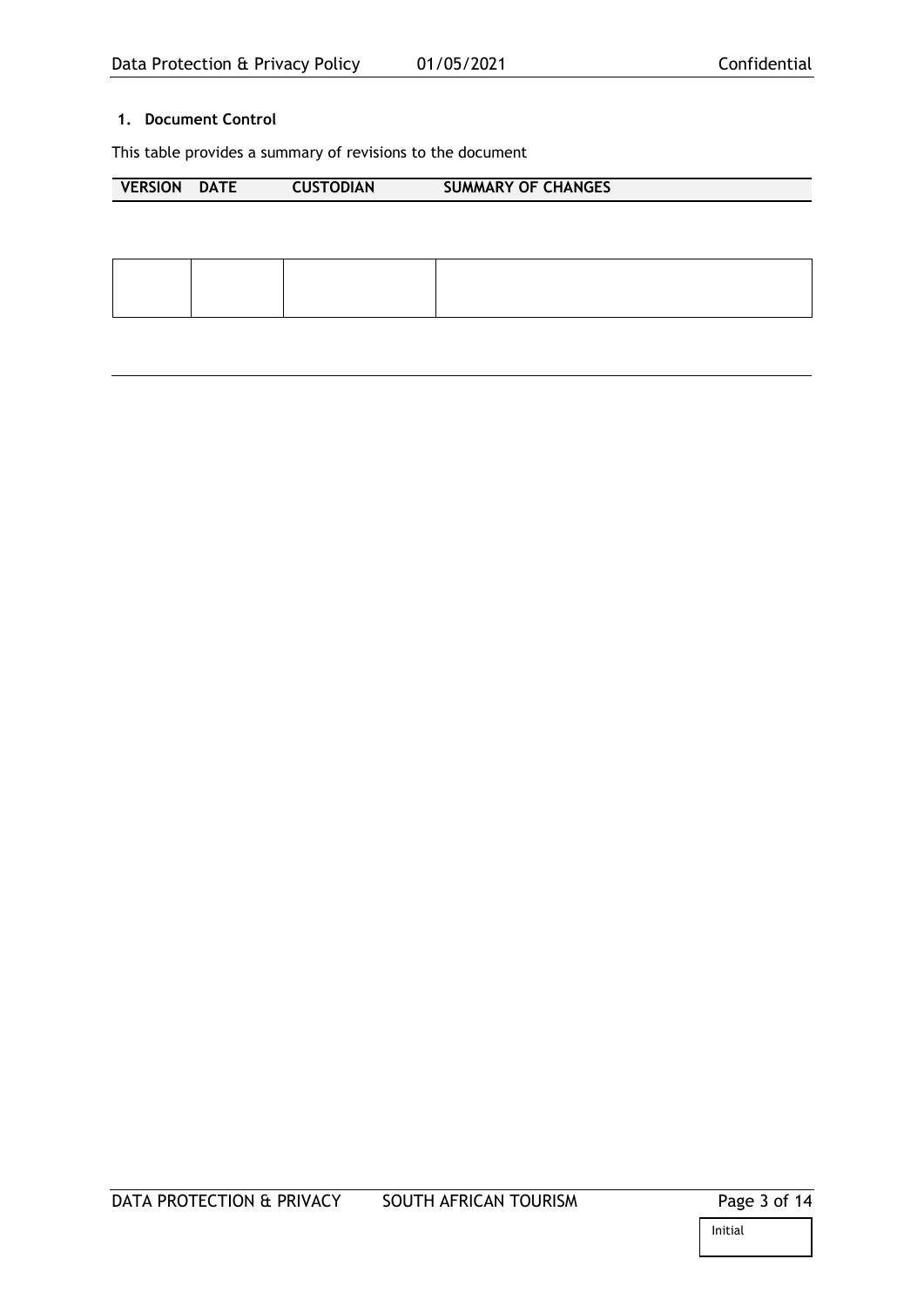## 1. Document Control

This table provides a summary of revisions to the document

| VERSION | DATE | CUSTODIAN | SUMMARY OF CHANGES |
| --- | --- | --- | --- |
| | | | |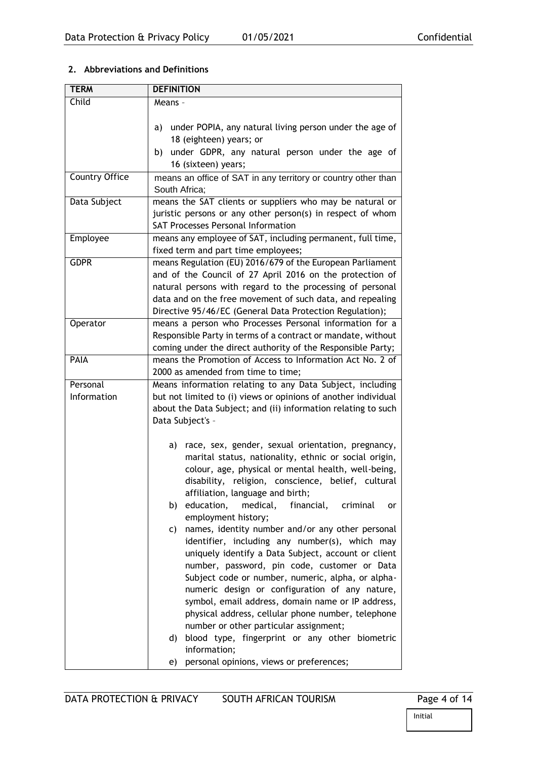## 2. Abbreviations and Definitions

| TERM | DEFINITION |
|---|---|
| Child | Means –<br><br>a) under POPIA, any natural living person under the age of 18 (eighteen) years; or<br>b) under GDPR, any natural person under the age of 16 (sixteen) years; |
| Country Office | means an office of SAT in any territory or country other than South Africa; |
| Data Subject | means the SAT clients or suppliers who may be natural or juristic persons or any other person(s) in respect of whom SAT Processes Personal Information |
| Employee | means any employee of SAT, including permanent, full time, fixed term and part time employees; |
| GDPR | means Regulation (EU) 2016/679 of the European Parliament and of the Council of 27 April 2016 on the protection of natural persons with regard to the processing of personal data and on the free movement of such data, and repealing Directive 95/46/EC (General Data Protection Regulation); |
| Operator | means a person who Processes Personal information for a Responsible Party in terms of a contract or mandate, without coming under the direct authority of the Responsible Party; |
| PAIA | means the Promotion of Access to Information Act No. 2 of 2000 as amended from time to time; |
| Personal Information | Means information relating to any Data Subject, including but not limited to (i) views or opinions of another individual about the Data Subject; and (ii) information relating to such Data Subject's –<br><br>a) race, sex, gender, sexual orientation, pregnancy, marital status, nationality, ethnic or social origin, colour, age, physical or mental health, well-being, disability, religion, conscience, belief, cultural affiliation, language and birth;<br>b) education, medical, financial, criminal or employment history;<br>c) names, identity number and/or any other personal identifier, including any number(s), which may uniquely identify a Data Subject, account or client number, password, pin code, customer or Data Subject code or number, numeric, alpha, or alpha-numeric design or configuration of any nature, symbol, email address, domain name or IP address, physical address, cellular phone number, telephone number or other particular assignment;<br>d) blood type, fingerprint or any other biometric information;<br>e) personal opinions, views or preferences; |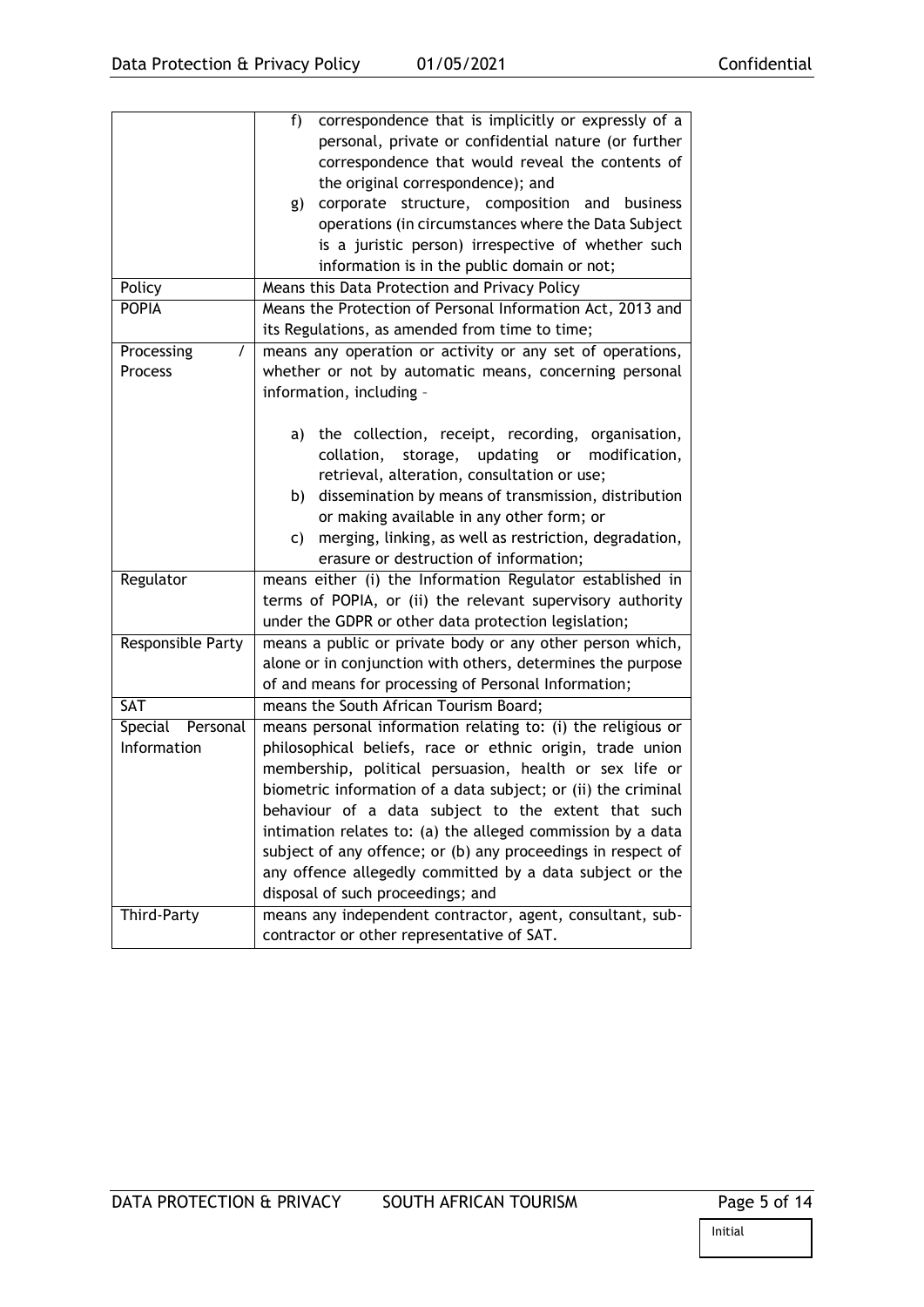| | |
|---|---|
| | f) correspondence that is implicitly or expressly of a personal, private or confidential nature (or further correspondence that would reveal the contents of the original correspondence); and<br>g) corporate structure, composition and business operations (in circumstances where the Data Subject is a juristic person) irrespective of whether such information is in the public domain or not; |
| Policy | Means this Data Protection and Privacy Policy |
| POPIA | Means the Protection of Personal Information Act, 2013 and its Regulations, as amended from time to time; |
| Processing / Process | means any operation or activity or any set of operations, whether or not by automatic means, concerning personal information, including –<br><br>a) the collection, receipt, recording, organisation, collation, storage, updating or modification, retrieval, alteration, consultation or use;<br>b) dissemination by means of transmission, distribution or making available in any other form; or<br>c) merging, linking, as well as restriction, degradation, erasure or destruction of information; |
| Regulator | means either (i) the Information Regulator established in terms of POPIA, or (ii) the relevant supervisory authority under the GDPR or other data protection legislation; |
| Responsible Party | means a public or private body or any other person which, alone or in conjunction with others, determines the purpose of and means for processing of Personal Information; |
| SAT | means the South African Tourism Board; |
| Special Personal Information | means personal information relating to: (i) the religious or philosophical beliefs, race or ethnic origin, trade union membership, political persuasion, health or sex life or biometric information of a data subject; or (ii) the criminal behaviour of a data subject to the extent that such intimation relates to: (a) the alleged commission by a data subject of any offence; or (b) any proceedings in respect of any offence allegedly committed by a data subject or the disposal of such proceedings; and |
| Third-Party | means any independent contractor, agent, consultant, sub-contractor or other representative of SAT. |

Initial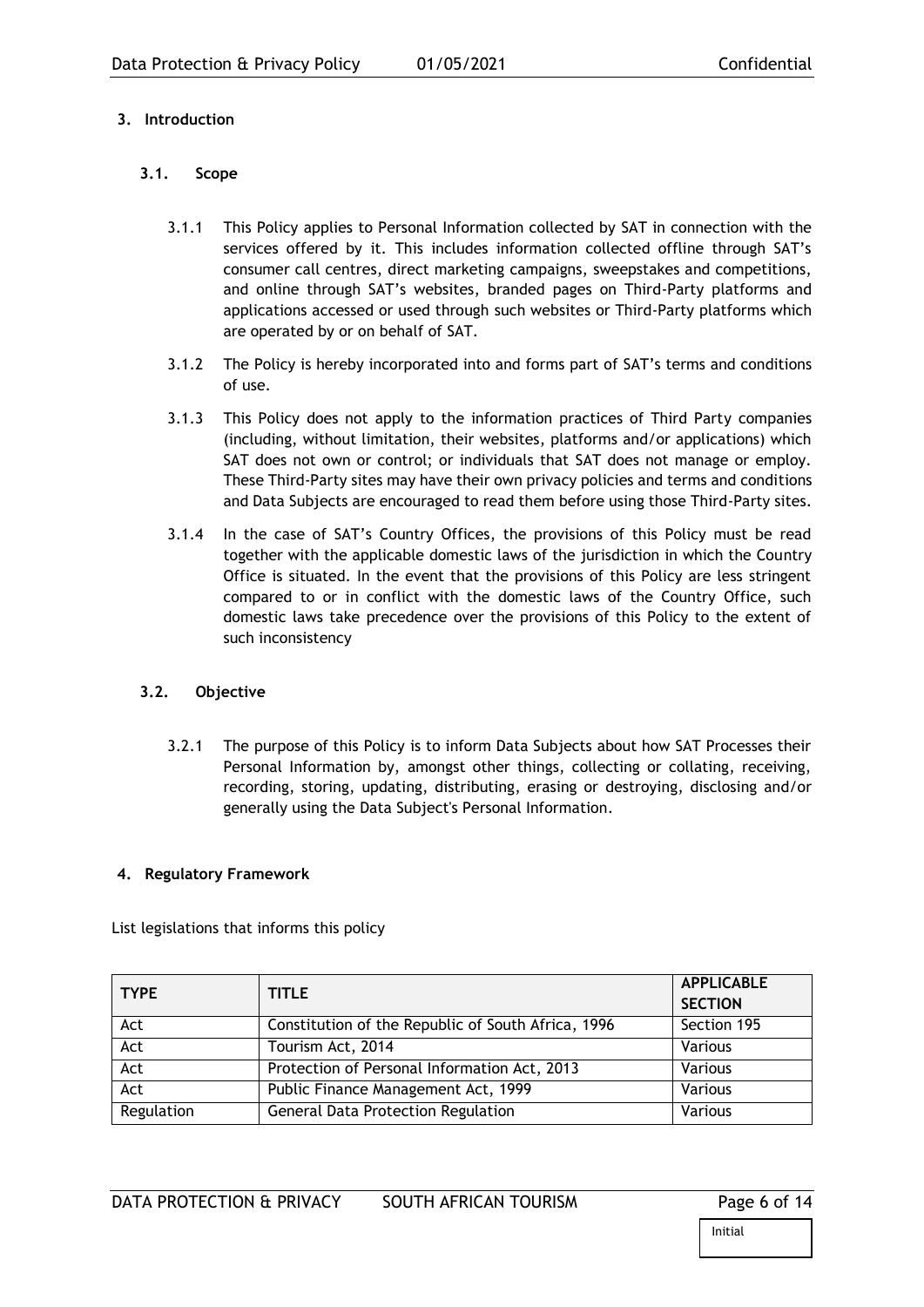## 3. Introduction

### 3.1. Scope

3.1.1 This Policy applies to Personal Information collected by SAT in connection with the services offered by it. This includes information collected offline through SAT's consumer call centres, direct marketing campaigns, sweepstakes and competitions, and online through SAT's websites, branded pages on Third-Party platforms and applications accessed or used through such websites or Third-Party platforms which are operated by or on behalf of SAT.

3.1.2 The Policy is hereby incorporated into and forms part of SAT's terms and conditions of use.

3.1.3 This Policy does not apply to the information practices of Third Party companies (including, without limitation, their websites, platforms and/or applications) which SAT does not own or control; or individuals that SAT does not manage or employ. These Third-Party sites may have their own privacy policies and terms and conditions and Data Subjects are encouraged to read them before using those Third-Party sites.

3.1.4 In the case of SAT's Country Offices, the provisions of this Policy must be read together with the applicable domestic laws of the jurisdiction in which the Country Office is situated. In the event that the provisions of this Policy are less stringent compared to or in conflict with the domestic laws of the Country Office, such domestic laws take precedence over the provisions of this Policy to the extent of such inconsistency

### 3.2. Objective

3.2.1 The purpose of this Policy is to inform Data Subjects about how SAT Processes their Personal Information by, amongst other things, collecting or collating, receiving, recording, storing, updating, distributing, erasing or destroying, disclosing and/or generally using the Data Subject's Personal Information.

## 4. Regulatory Framework

List legislations that informs this policy

| TYPE | TITLE | APPLICABLE SECTION |
|---|---|---|
| Act | Constitution of the Republic of South Africa, 1996 | Section 195 |
| Act | Tourism Act, 2014 | Various |
| Act | Protection of Personal Information Act, 2013 | Various |
| Act | Public Finance Management Act, 1999 | Various |
| Regulation | General Data Protection Regulation | Various |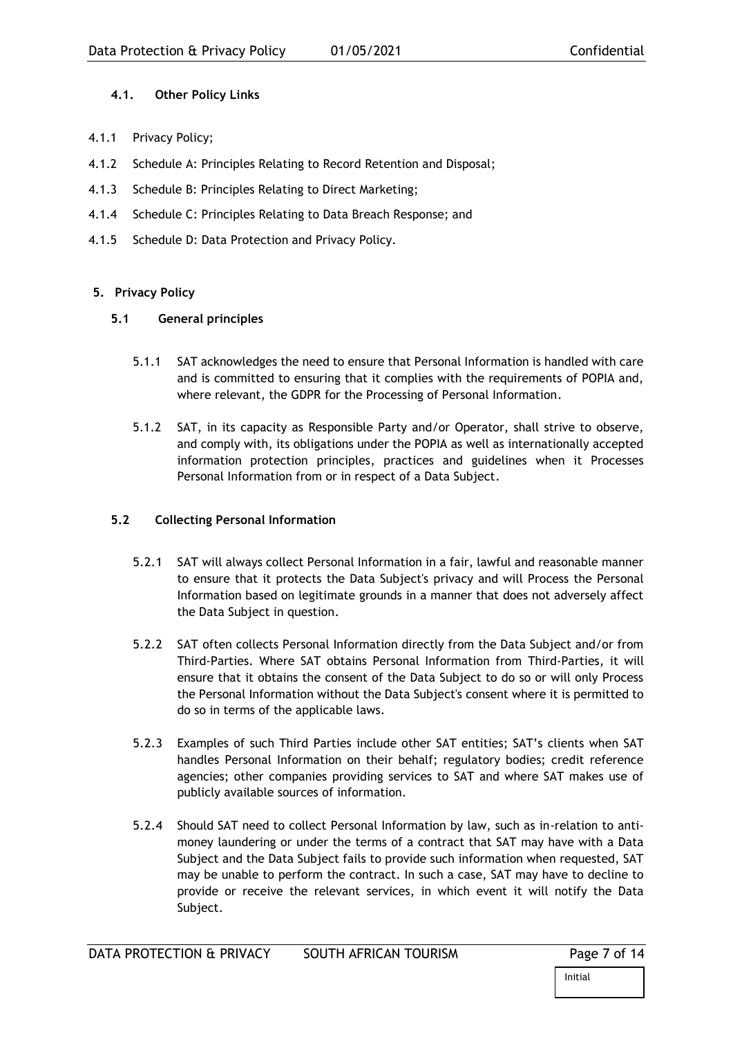### 4.1. Other Policy Links

4.1.1 Privacy Policy;

4.1.2 Schedule A: Principles Relating to Record Retention and Disposal;

4.1.3 Schedule B: Principles Relating to Direct Marketing;

4.1.4 Schedule C: Principles Relating to Data Breach Response; and

4.1.5 Schedule D: Data Protection and Privacy Policy.

## 5. Privacy Policy

### 5.1 General principles

5.1.1 SAT acknowledges the need to ensure that Personal Information is handled with care and is committed to ensuring that it complies with the requirements of POPIA and, where relevant, the GDPR for the Processing of Personal Information.

5.1.2 SAT, in its capacity as Responsible Party and/or Operator, shall strive to observe, and comply with, its obligations under the POPIA as well as internationally accepted information protection principles, practices and guidelines when it Processes Personal Information from or in respect of a Data Subject.

### 5.2 Collecting Personal Information

5.2.1 SAT will always collect Personal Information in a fair, lawful and reasonable manner to ensure that it protects the Data Subject's privacy and will Process the Personal Information based on legitimate grounds in a manner that does not adversely affect the Data Subject in question.

5.2.2 SAT often collects Personal Information directly from the Data Subject and/or from Third-Parties. Where SAT obtains Personal Information from Third-Parties, it will ensure that it obtains the consent of the Data Subject to do so or will only Process the Personal Information without the Data Subject's consent where it is permitted to do so in terms of the applicable laws.

5.2.3 Examples of such Third Parties include other SAT entities; SAT's clients when SAT handles Personal Information on their behalf; regulatory bodies; credit reference agencies; other companies providing services to SAT and where SAT makes use of publicly available sources of information.

5.2.4 Should SAT need to collect Personal Information by law, such as in-relation to anti-money laundering or under the terms of a contract that SAT may have with a Data Subject and the Data Subject fails to provide such information when requested, SAT may be unable to perform the contract. In such a case, SAT may have to decline to provide or receive the relevant services, in which event it will notify the Data Subject.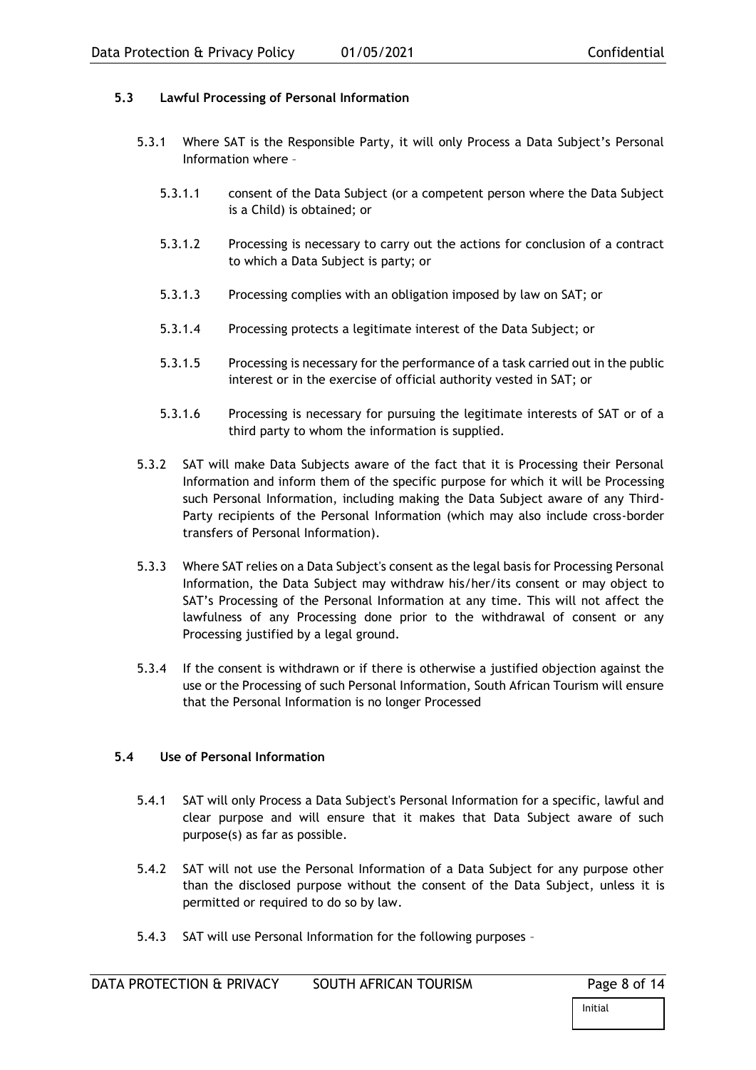### 5.3 Lawful Processing of Personal Information

5.3.1 Where SAT is the Responsible Party, it will only Process a Data Subject's Personal Information where –

5.3.1.1 consent of the Data Subject (or a competent person where the Data Subject is a Child) is obtained; or

5.3.1.2 Processing is necessary to carry out the actions for conclusion of a contract to which a Data Subject is party; or

5.3.1.3 Processing complies with an obligation imposed by law on SAT; or

5.3.1.4 Processing protects a legitimate interest of the Data Subject; or

5.3.1.5 Processing is necessary for the performance of a task carried out in the public interest or in the exercise of official authority vested in SAT; or

5.3.1.6 Processing is necessary for pursuing the legitimate interests of SAT or of a third party to whom the information is supplied.

5.3.2 SAT will make Data Subjects aware of the fact that it is Processing their Personal Information and inform them of the specific purpose for which it will be Processing such Personal Information, including making the Data Subject aware of any Third-Party recipients of the Personal Information (which may also include cross-border transfers of Personal Information).

5.3.3 Where SAT relies on a Data Subject's consent as the legal basis for Processing Personal Information, the Data Subject may withdraw his/her/its consent or may object to SAT's Processing of the Personal Information at any time. This will not affect the lawfulness of any Processing done prior to the withdrawal of consent or any Processing justified by a legal ground.

5.3.4 If the consent is withdrawn or if there is otherwise a justified objection against the use or the Processing of such Personal Information, South African Tourism will ensure that the Personal Information is no longer Processed

### 5.4 Use of Personal Information

5.4.1 SAT will only Process a Data Subject's Personal Information for a specific, lawful and clear purpose and will ensure that it makes that Data Subject aware of such purpose(s) as far as possible.

5.4.2 SAT will not use the Personal Information of a Data Subject for any purpose other than the disclosed purpose without the consent of the Data Subject, unless it is permitted or required to do so by law.

5.4.3 SAT will use Personal Information for the following purposes –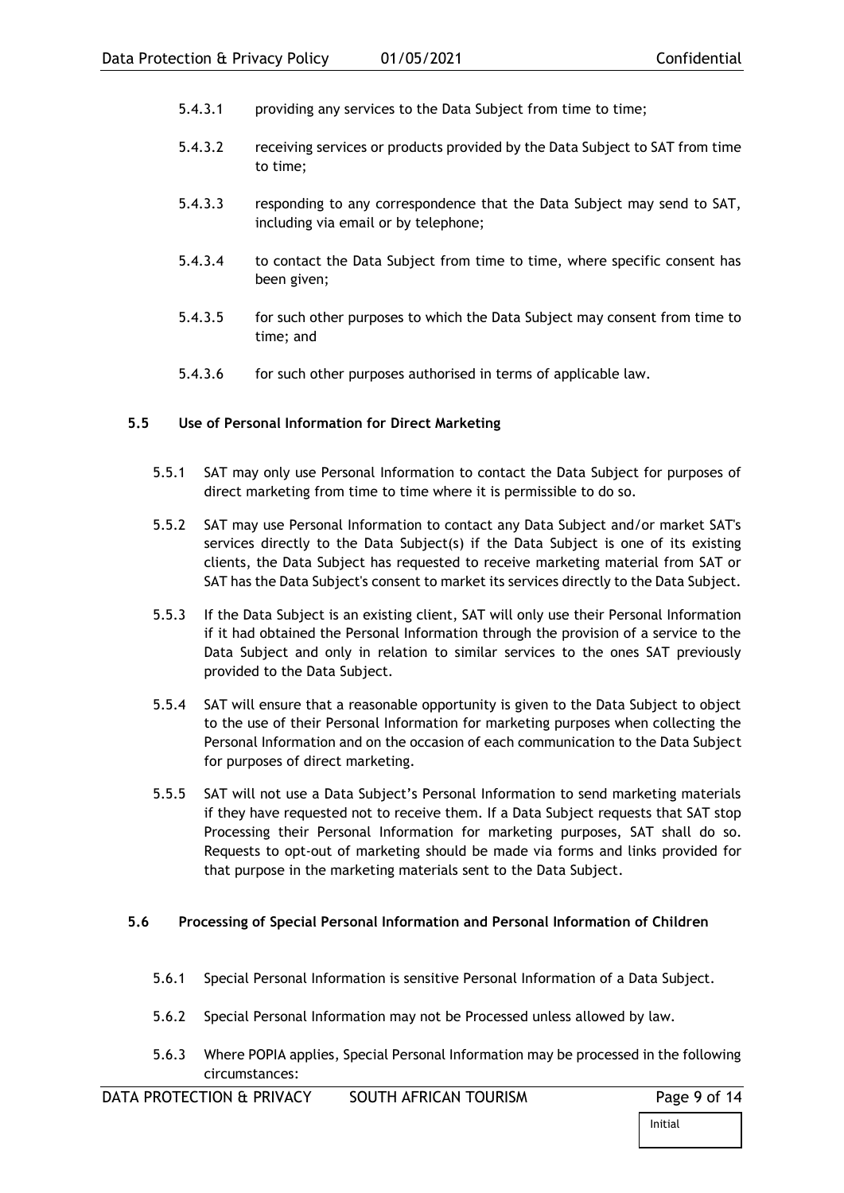5.4.3.1 providing any services to the Data Subject from time to time;

5.4.3.2 receiving services or products provided by the Data Subject to SAT from time to time;

5.4.3.3 responding to any correspondence that the Data Subject may send to SAT, including via email or by telephone;

5.4.3.4 to contact the Data Subject from time to time, where specific consent has been given;

5.4.3.5 for such other purposes to which the Data Subject may consent from time to time; and

5.4.3.6 for such other purposes authorised in terms of applicable law.

### 5.5 Use of Personal Information for Direct Marketing

5.5.1 SAT may only use Personal Information to contact the Data Subject for purposes of direct marketing from time to time where it is permissible to do so.

5.5.2 SAT may use Personal Information to contact any Data Subject and/or market SAT's services directly to the Data Subject(s) if the Data Subject is one of its existing clients, the Data Subject has requested to receive marketing material from SAT or SAT has the Data Subject's consent to market its services directly to the Data Subject.

5.5.3 If the Data Subject is an existing client, SAT will only use their Personal Information if it had obtained the Personal Information through the provision of a service to the Data Subject and only in relation to similar services to the ones SAT previously provided to the Data Subject.

5.5.4 SAT will ensure that a reasonable opportunity is given to the Data Subject to object to the use of their Personal Information for marketing purposes when collecting the Personal Information and on the occasion of each communication to the Data Subject for purposes of direct marketing.

5.5.5 SAT will not use a Data Subject's Personal Information to send marketing materials if they have requested not to receive them. If a Data Subject requests that SAT stop Processing their Personal Information for marketing purposes, SAT shall do so. Requests to opt-out of marketing should be made via forms and links provided for that purpose in the marketing materials sent to the Data Subject.

### 5.6 Processing of Special Personal Information and Personal Information of Children

5.6.1 Special Personal Information is sensitive Personal Information of a Data Subject.

5.6.2 Special Personal Information may not be Processed unless allowed by law.

5.6.3 Where POPIA applies, Special Personal Information may be processed in the following circumstances: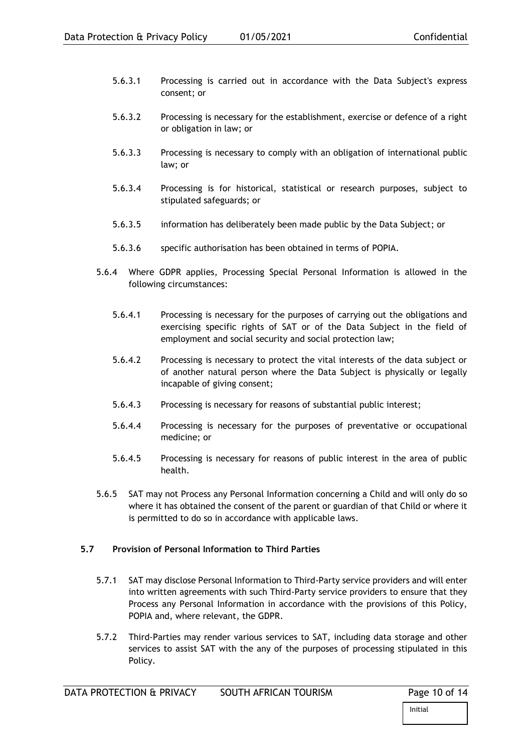5.6.3.1 Processing is carried out in accordance with the Data Subject's express consent; or

5.6.3.2 Processing is necessary for the establishment, exercise or defence of a right or obligation in law; or

5.6.3.3 Processing is necessary to comply with an obligation of international public law; or

5.6.3.4 Processing is for historical, statistical or research purposes, subject to stipulated safeguards; or

5.6.3.5 information has deliberately been made public by the Data Subject; or

5.6.3.6 specific authorisation has been obtained in terms of POPIA.

5.6.4 Where GDPR applies, Processing Special Personal Information is allowed in the following circumstances:

5.6.4.1 Processing is necessary for the purposes of carrying out the obligations and exercising specific rights of SAT or of the Data Subject in the field of employment and social security and social protection law;

5.6.4.2 Processing is necessary to protect the vital interests of the data subject or of another natural person where the Data Subject is physically or legally incapable of giving consent;

5.6.4.3 Processing is necessary for reasons of substantial public interest;

5.6.4.4 Processing is necessary for the purposes of preventative or occupational medicine; or

5.6.4.5 Processing is necessary for reasons of public interest in the area of public health.

5.6.5 SAT may not Process any Personal Information concerning a Child and will only do so where it has obtained the consent of the parent or guardian of that Child or where it is permitted to do so in accordance with applicable laws.

**5.7 Provision of Personal Information to Third Parties**

5.7.1 SAT may disclose Personal Information to Third-Party service providers and will enter into written agreements with such Third-Party service providers to ensure that they Process any Personal Information in accordance with the provisions of this Policy, POPIA and, where relevant, the GDPR.

5.7.2 Third-Parties may render various services to SAT, including data storage and other services to assist SAT with the any of the purposes of processing stipulated in this Policy.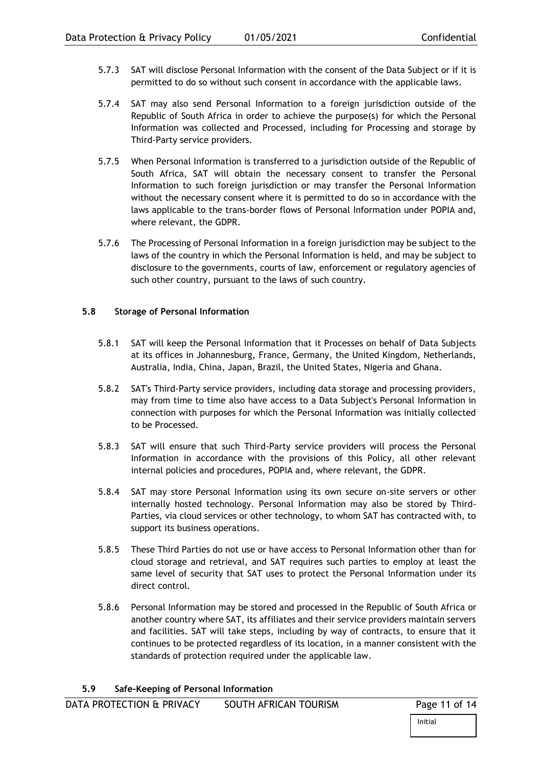5.7.3 SAT will disclose Personal Information with the consent of the Data Subject or if it is permitted to do so without such consent in accordance with the applicable laws.

5.7.4 SAT may also send Personal Information to a foreign jurisdiction outside of the Republic of South Africa in order to achieve the purpose(s) for which the Personal Information was collected and Processed, including for Processing and storage by Third-Party service providers.

5.7.5 When Personal Information is transferred to a jurisdiction outside of the Republic of South Africa, SAT will obtain the necessary consent to transfer the Personal Information to such foreign jurisdiction or may transfer the Personal Information without the necessary consent where it is permitted to do so in accordance with the laws applicable to the trans-border flows of Personal Information under POPIA and, where relevant, the GDPR.

5.7.6 The Processing of Personal Information in a foreign jurisdiction may be subject to the laws of the country in which the Personal Information is held, and may be subject to disclosure to the governments, courts of law, enforcement or regulatory agencies of such other country, pursuant to the laws of such country.

### 5.8 Storage of Personal Information

5.8.1 SAT will keep the Personal Information that it Processes on behalf of Data Subjects at its offices in Johannesburg, France, Germany, the United Kingdom, Netherlands, Australia, India, China, Japan, Brazil, the United States, Nigeria and Ghana.

5.8.2 SAT's Third-Party service providers, including data storage and processing providers, may from time to time also have access to a Data Subject's Personal Information in connection with purposes for which the Personal Information was initially collected to be Processed.

5.8.3 SAT will ensure that such Third-Party service providers will process the Personal Information in accordance with the provisions of this Policy, all other relevant internal policies and procedures, POPIA and, where relevant, the GDPR.

5.8.4 SAT may store Personal Information using its own secure on-site servers or other internally hosted technology. Personal Information may also be stored by Third-Parties, via cloud services or other technology, to whom SAT has contracted with, to support its business operations.

5.8.5 These Third Parties do not use or have access to Personal Information other than for cloud storage and retrieval, and SAT requires such parties to employ at least the same level of security that SAT uses to protect the Personal Information under its direct control.

5.8.6 Personal Information may be stored and processed in the Republic of South Africa or another country where SAT, its affiliates and their service providers maintain servers and facilities. SAT will take steps, including by way of contracts, to ensure that it continues to be protected regardless of its location, in a manner consistent with the standards of protection required under the applicable law.

### 5.9 Safe-Keeping of Personal Information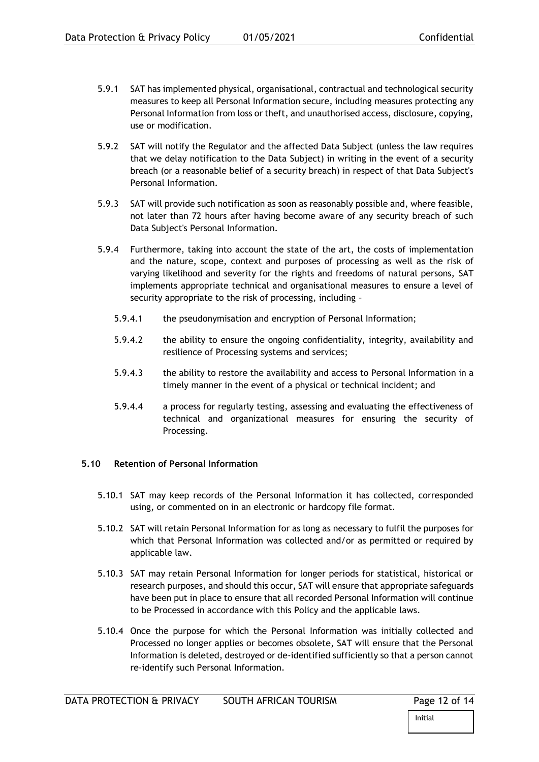5.9.1 SAT has implemented physical, organisational, contractual and technological security measures to keep all Personal Information secure, including measures protecting any Personal Information from loss or theft, and unauthorised access, disclosure, copying, use or modification.

5.9.2 SAT will notify the Regulator and the affected Data Subject (unless the law requires that we delay notification to the Data Subject) in writing in the event of a security breach (or a reasonable belief of a security breach) in respect of that Data Subject's Personal Information.

5.9.3 SAT will provide such notification as soon as reasonably possible and, where feasible, not later than 72 hours after having become aware of any security breach of such Data Subject's Personal Information.

5.9.4 Furthermore, taking into account the state of the art, the costs of implementation and the nature, scope, context and purposes of processing as well as the risk of varying likelihood and severity for the rights and freedoms of natural persons, SAT implements appropriate technical and organisational measures to ensure a level of security appropriate to the risk of processing, including –

5.9.4.1 the pseudonymisation and encryption of Personal Information;

5.9.4.2 the ability to ensure the ongoing confidentiality, integrity, availability and resilience of Processing systems and services;

5.9.4.3 the ability to restore the availability and access to Personal Information in a timely manner in the event of a physical or technical incident; and

5.9.4.4 a process for regularly testing, assessing and evaluating the effectiveness of technical and organizational measures for ensuring the security of Processing.

### 5.10 Retention of Personal Information

5.10.1 SAT may keep records of the Personal Information it has collected, corresponded using, or commented on in an electronic or hardcopy file format.

5.10.2 SAT will retain Personal Information for as long as necessary to fulfil the purposes for which that Personal Information was collected and/or as permitted or required by applicable law.

5.10.3 SAT may retain Personal Information for longer periods for statistical, historical or research purposes, and should this occur, SAT will ensure that appropriate safeguards have been put in place to ensure that all recorded Personal Information will continue to be Processed in accordance with this Policy and the applicable laws.

5.10.4 Once the purpose for which the Personal Information was initially collected and Processed no longer applies or becomes obsolete, SAT will ensure that the Personal Information is deleted, destroyed or de-identified sufficiently so that a person cannot re-identify such Personal Information.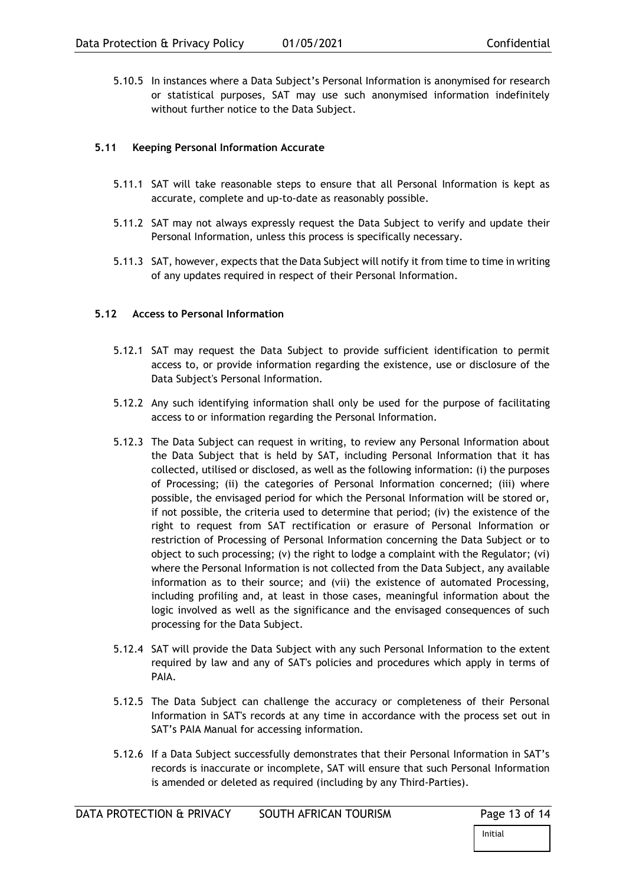5.10.5 In instances where a Data Subject's Personal Information is anonymised for research or statistical purposes, SAT may use such anonymised information indefinitely without further notice to the Data Subject.

### 5.11 Keeping Personal Information Accurate

5.11.1 SAT will take reasonable steps to ensure that all Personal Information is kept as accurate, complete and up-to-date as reasonably possible.

5.11.2 SAT may not always expressly request the Data Subject to verify and update their Personal Information, unless this process is specifically necessary.

5.11.3 SAT, however, expects that the Data Subject will notify it from time to time in writing of any updates required in respect of their Personal Information.

### 5.12 Access to Personal Information

5.12.1 SAT may request the Data Subject to provide sufficient identification to permit access to, or provide information regarding the existence, use or disclosure of the Data Subject's Personal Information.

5.12.2 Any such identifying information shall only be used for the purpose of facilitating access to or information regarding the Personal Information.

5.12.3 The Data Subject can request in writing, to review any Personal Information about the Data Subject that is held by SAT, including Personal Information that it has collected, utilised or disclosed, as well as the following information: (i) the purposes of Processing; (ii) the categories of Personal Information concerned; (iii) where possible, the envisaged period for which the Personal Information will be stored or, if not possible, the criteria used to determine that period; (iv) the existence of the right to request from SAT rectification or erasure of Personal Information or restriction of Processing of Personal Information concerning the Data Subject or to object to such processing; (v) the right to lodge a complaint with the Regulator; (vi) where the Personal Information is not collected from the Data Subject, any available information as to their source; and (vii) the existence of automated Processing, including profiling and, at least in those cases, meaningful information about the logic involved as well as the significance and the envisaged consequences of such processing for the Data Subject.

5.12.4 SAT will provide the Data Subject with any such Personal Information to the extent required by law and any of SAT's policies and procedures which apply in terms of PAIA.

5.12.5 The Data Subject can challenge the accuracy or completeness of their Personal Information in SAT's records at any time in accordance with the process set out in SAT's PAIA Manual for accessing information.

5.12.6 If a Data Subject successfully demonstrates that their Personal Information in SAT's records is inaccurate or incomplete, SAT will ensure that such Personal Information is amended or deleted as required (including by any Third-Parties).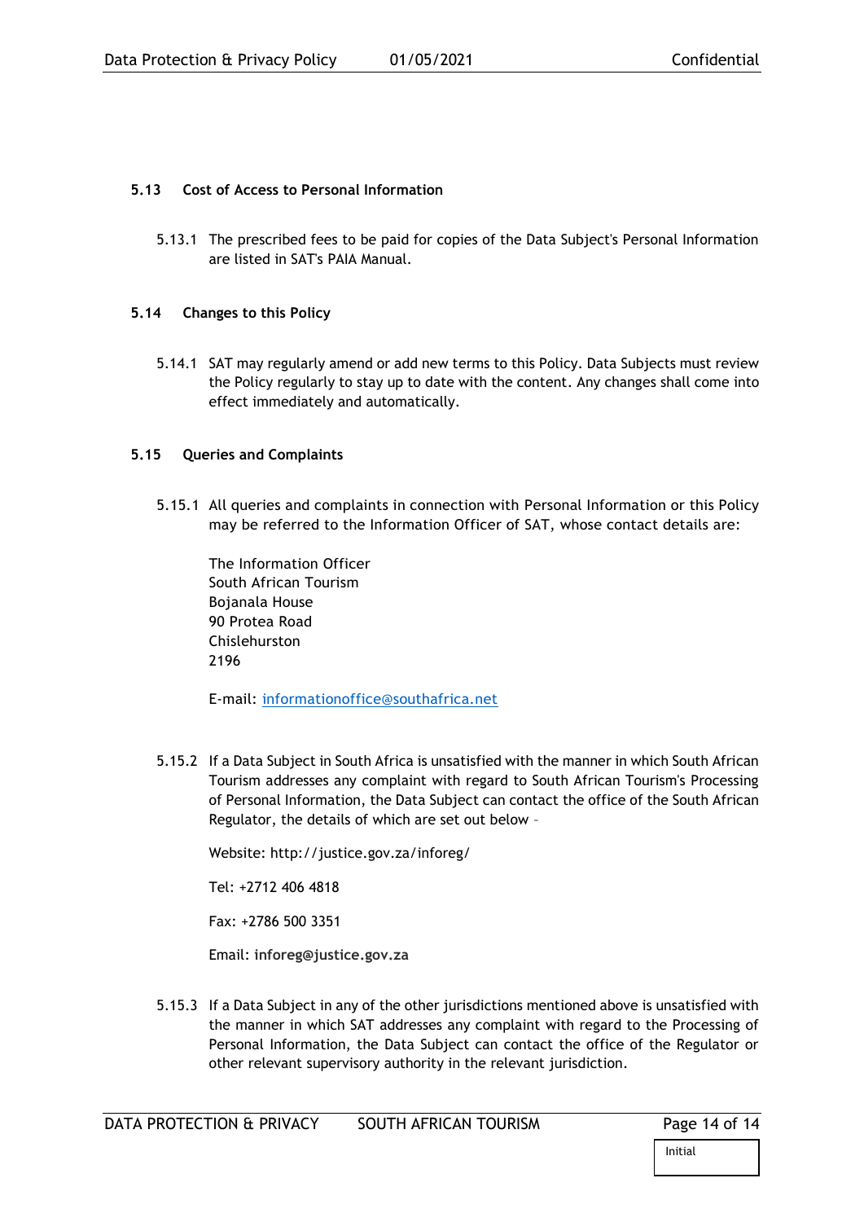### 5.13 Cost of Access to Personal Information

5.13.1 The prescribed fees to be paid for copies of the Data Subject's Personal Information are listed in SAT's PAIA Manual.

### 5.14 Changes to this Policy

5.14.1 SAT may regularly amend or add new terms to this Policy. Data Subjects must review the Policy regularly to stay up to date with the content. Any changes shall come into effect immediately and automatically.

### 5.15 Queries and Complaints

5.15.1 All queries and complaints in connection with Personal Information or this Policy may be referred to the Information Officer of SAT, whose contact details are:

The Information Officer
South African Tourism
Bojanala House
90 Protea Road
Chislehurston
2196

E-mail: informationoffice@southafrica.net

5.15.2 If a Data Subject in South Africa is unsatisfied with the manner in which South African Tourism addresses any complaint with regard to South African Tourism's Processing of Personal Information, the Data Subject can contact the office of the South African Regulator, the details of which are set out below –

Website: http://justice.gov.za/inforeg/

Tel: +2712 406 4818

Fax: +2786 500 3351

Email: **inforeg@justice.gov.za**

5.15.3 If a Data Subject in any of the other jurisdictions mentioned above is unsatisfied with the manner in which SAT addresses any complaint with regard to the Processing of Personal Information, the Data Subject can contact the office of the Regulator or other relevant supervisory authority in the relevant jurisdiction.

Initial